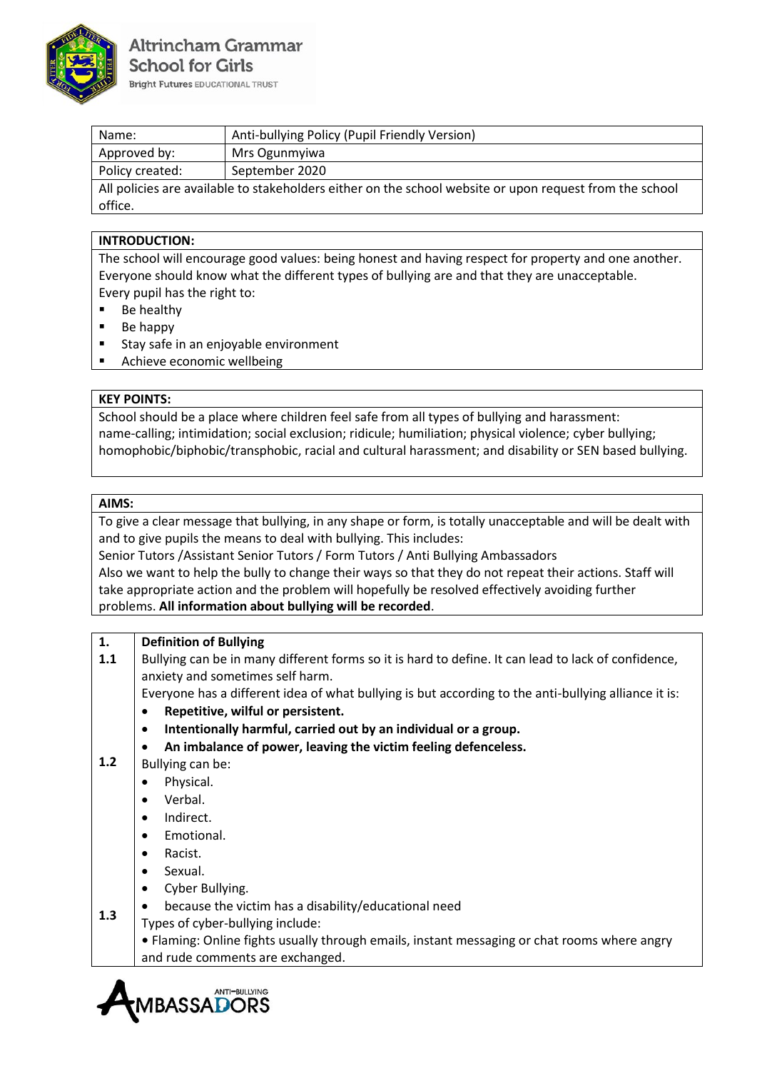Altrincham Grammar School for Girls
Bright Futures EDUCATIONAL TRUST

| Name: | Anti-bullying Policy (Pupil Friendly Version) |
| --- | --- |
| Approved by: | Mrs Ogunmyiwa |
| Policy created: | September 2020 |
| All policies are available to stakeholders either on the school website or upon request from the school office. | |

## INTRODUCTION:

The school will encourage good values: being honest and having respect for property and one another. Everyone should know what the different types of bullying are and that they are unacceptable.
Every pupil has the right to:

- Be healthy
- Be happy
- Stay safe in an enjoyable environment
- Achieve economic wellbeing

## KEY POINTS:

School should be a place where children feel safe from all types of bullying and harassment: name-calling; intimidation; social exclusion; ridicule; humiliation; physical violence; cyber bullying; homophobic/biphobic/transphobic, racial and cultural harassment; and disability or SEN based bullying.

## AIMS:

To give a clear message that bullying, in any shape or form, is totally unacceptable and will be dealt with and to give pupils the means to deal with bullying. This includes:
Senior Tutors /Assistant Senior Tutors / Form Tutors / Anti Bullying Ambassadors
Also we want to help the bully to change their ways so that they do not repeat their actions. Staff will take appropriate action and the problem will hopefully be resolved effectively avoiding further problems. **All information about bullying will be recorded**.

## 1. Definition of Bullying

**1.1** Bullying can be in many different forms so it is hard to define. It can lead to lack of confidence, anxiety and sometimes self harm.
Everyone has a different idea of what bullying is but according to the anti-bullying alliance it is:

- **Repetitive, wilful or persistent.**
- **Intentionally harmful, carried out by an individual or a group.**
- **An imbalance of power, leaving the victim feeling defenceless.**

**1.2** Bullying can be:

- Physical.
- Verbal.
- Indirect.
- Emotional.
- Racist.
- Sexual.
- Cyber Bullying.
- because the victim has a disability/educational need

**1.3** Types of cyber-bullying include:

- Flaming: Online fights usually through emails, instant messaging or chat rooms where angry and rude comments are exchanged.

ANTI-BULLYING AMBASSADORS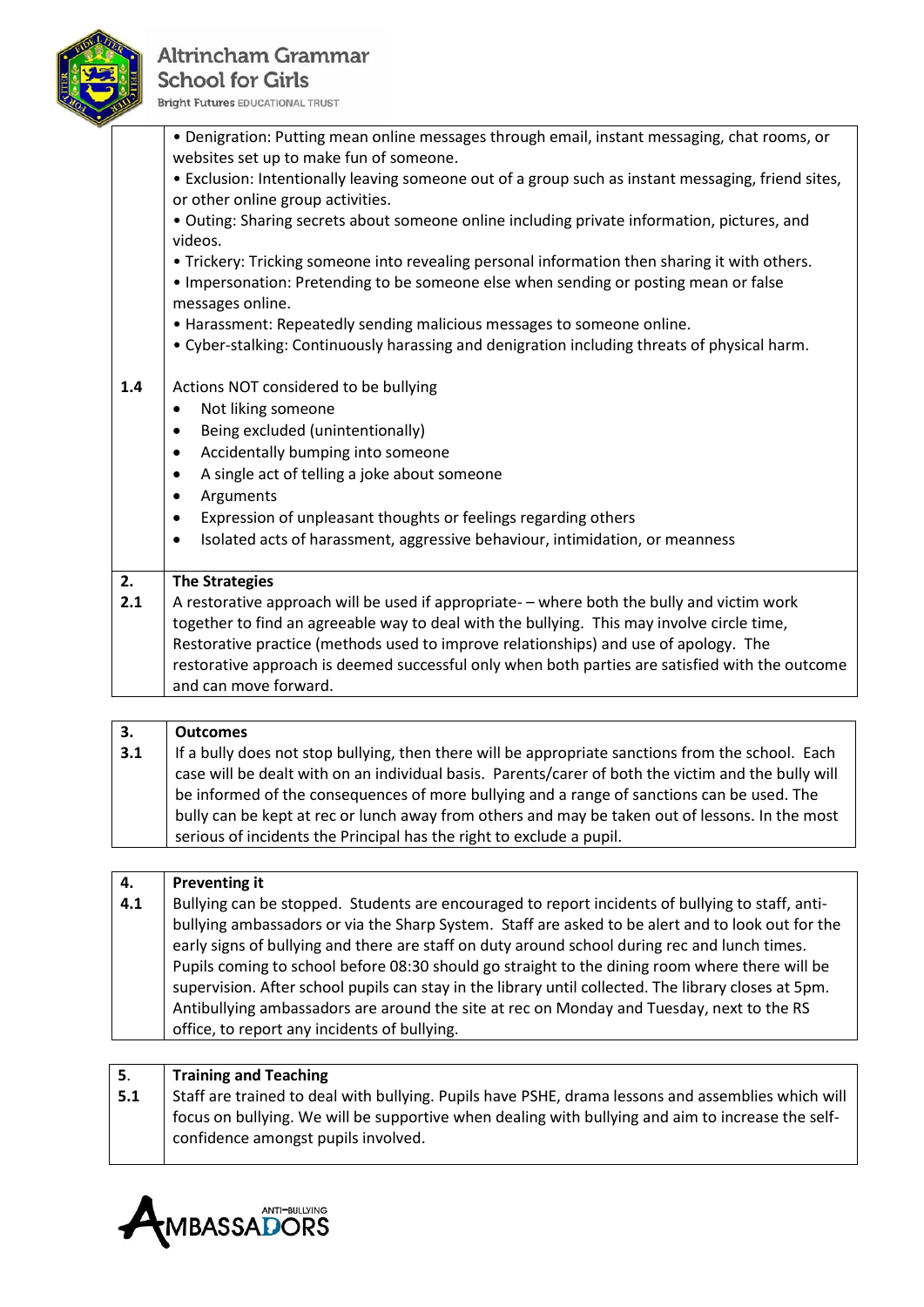• Denigration: Putting mean online messages through email, instant messaging, chat rooms, or websites set up to make fun of someone.
• Exclusion: Intentionally leaving someone out of a group such as instant messaging, friend sites, or other online group activities.
• Outing: Sharing secrets about someone online including private information, pictures, and videos.
• Trickery: Tricking someone into revealing personal information then sharing it with others.
• Impersonation: Pretending to be someone else when sending or posting mean or false messages online.
• Harassment: Repeatedly sending malicious messages to someone online.
• Cyber-stalking: Continuously harassing and denigration including threats of physical harm.

**1.4** Actions NOT considered to be bullying

- Not liking someone
- Being excluded (unintentionally)
- Accidentally bumping into someone
- A single act of telling a joke about someone
- Arguments
- Expression of unpleasant thoughts or feelings regarding others
- Isolated acts of harassment, aggressive behaviour, intimidation, or meanness

## 2. The Strategies

**2.1** A restorative approach will be used if appropriate- – where both the bully and victim work together to find an agreeable way to deal with the bullying. This may involve circle time, Restorative practice (methods used to improve relationships) and use of apology. The restorative approach is deemed successful only when both parties are satisfied with the outcome and can move forward.

## 3. Outcomes

**3.1** If a bully does not stop bullying, then there will be appropriate sanctions from the school. Each case will be dealt with on an individual basis. Parents/carer of both the victim and the bully will be informed of the consequences of more bullying and a range of sanctions can be used. The bully can be kept at rec or lunch away from others and may be taken out of lessons. In the most serious of incidents the Principal has the right to exclude a pupil.

## 4. Preventing it

**4.1** Bullying can be stopped. Students are encouraged to report incidents of bullying to staff, anti-bullying ambassadors or via the Sharp System. Staff are asked to be alert and to look out for the early signs of bullying and there are staff on duty around school during rec and lunch times. Pupils coming to school before 08:30 should go straight to the dining room where there will be supervision. After school pupils can stay in the library until collected. The library closes at 5pm. Antibullying ambassadors are around the site at rec on Monday and Tuesday, next to the RS office, to report any incidents of bullying.

## 5. Training and Teaching

**5.1** Staff are trained to deal with bullying. Pupils have PSHE, drama lessons and assemblies which will focus on bullying. We will be supportive when dealing with bullying and aim to increase the self-confidence amongst pupils involved.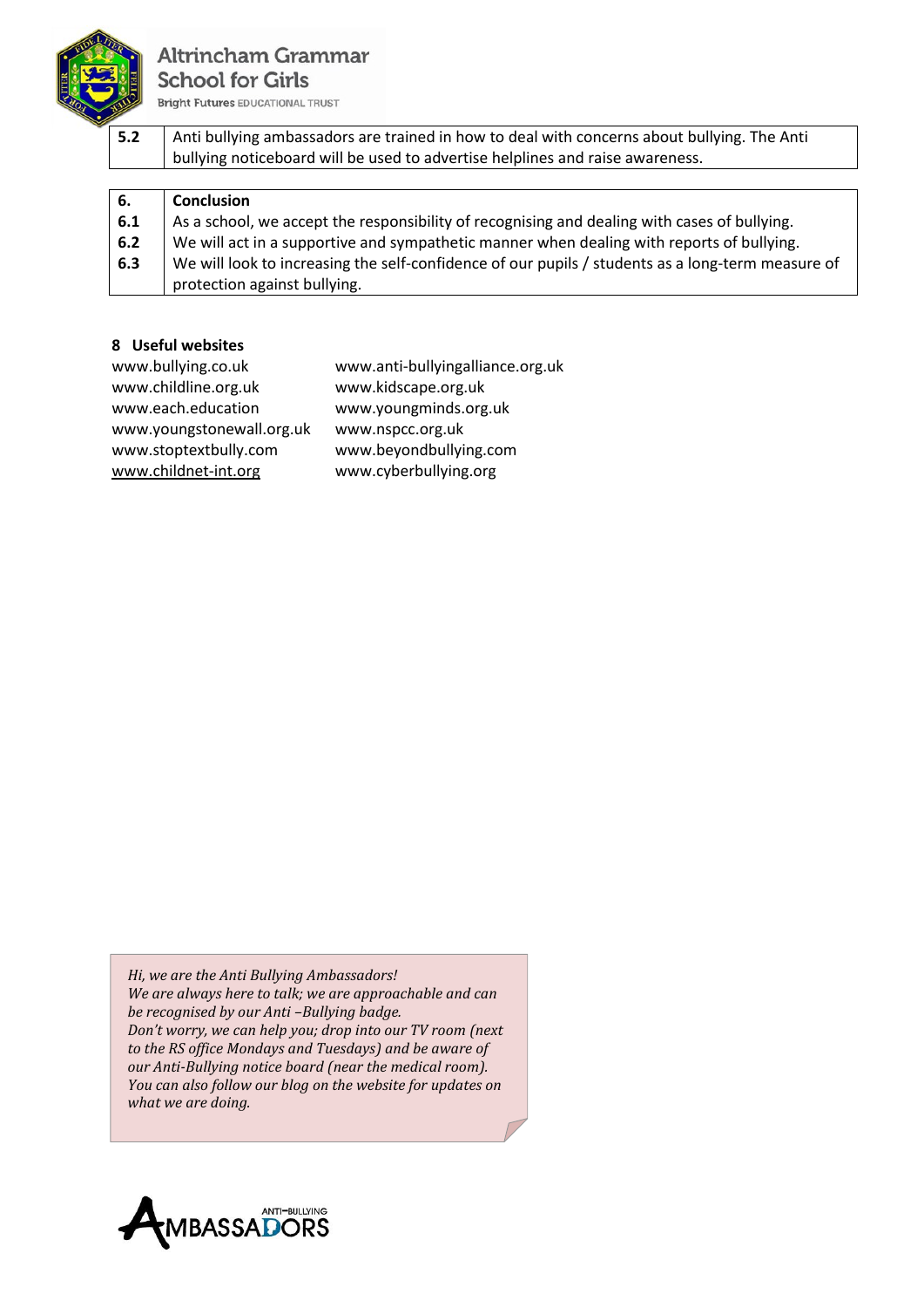| | |
|---|---|
| **5.2** | Anti bullying ambassadors are trained in how to deal with concerns about bullying. The Anti bullying noticeboard will be used to advertise helplines and raise awareness. |

| | |
|---|---|
| **6.** | **Conclusion** |
| **6.1** | As a school, we accept the responsibility of recognising and dealing with cases of bullying. |
| **6.2** | We will act in a supportive and sympathetic manner when dealing with reports of bullying. |
| **6.3** | We will look to increasing the self-confidence of our pupils / students as a long-term measure of protection against bullying. |

## 8 Useful websites

www.bullying.co.uk
www.childline.org.uk
www.each.education
www.youngstonewall.org.uk
www.stoptextbully.com
www.childnet-int.org
www.anti-bullyingalliance.org.uk
www.kidscape.org.uk
www.youngminds.org.uk
www.nspcc.org.uk
www.beyondbullying.com
www.cyberbullying.org

*Hi, we are the Anti Bullying Ambassadors!*
*We are always here to talk; we are approachable and can be recognised by our Anti –Bullying badge.*
*Don't worry, we can help you; drop into our TV room (next to the RS office Mondays and Tuesdays) and be aware of our Anti-Bullying notice board (near the medical room).*
*You can also follow our blog on the website for updates on what we are doing.*

ANTI-BULLYING AMBASSADORS